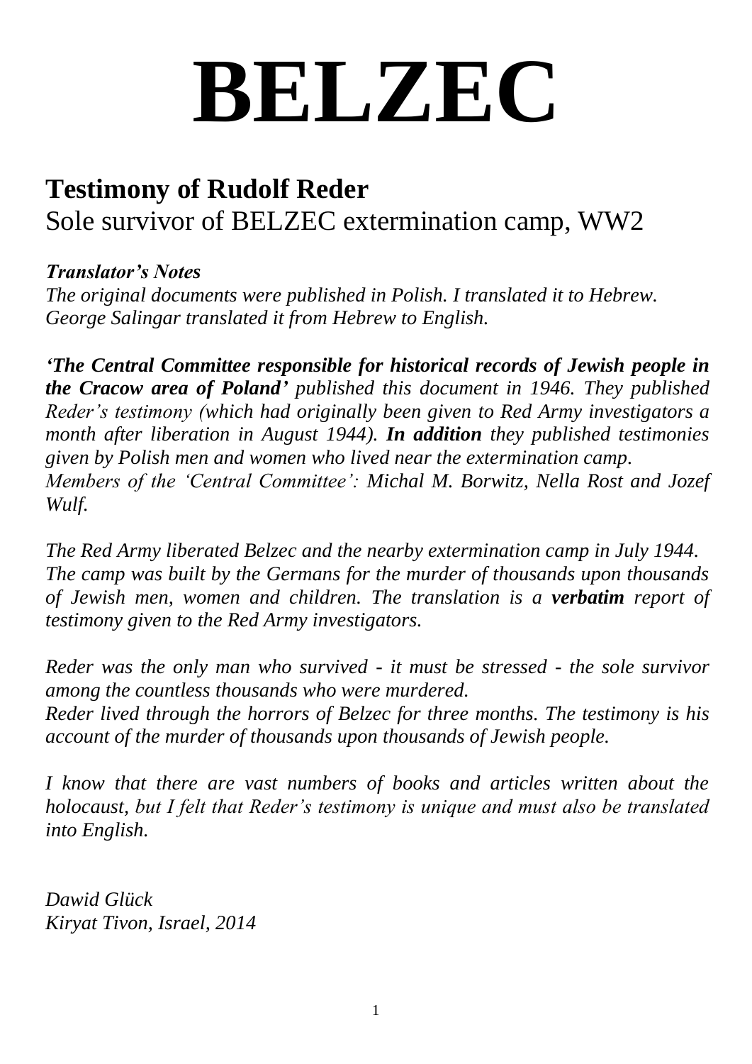# BELZEC

## Testimony of Rudolf Reder

Sole survivor of BELZEC extermination camp, WW2

***Translator's Notes***

*The original documents were published in Polish. I translated it to Hebrew. George Salingar translated it from Hebrew to English.*

***'The Central Committee responsible for historical records of Jewish people in the Cracow area of Poland'*** *published this document in 1946. They published Reder's testimony (which had originally been given to Red Army investigators a month after liberation in August 1944).* ***In addition*** *they published testimonies given by Polish men and women who lived near the extermination camp.*
*Members of the 'Central Committee': Michal M. Borwitz, Nella Rost and Jozef Wulf.*

*The Red Army liberated Belzec and the nearby extermination camp in July 1944. The camp was built by the Germans for the murder of thousands upon thousands of Jewish men, women and children. The translation is a* ***verbatim*** *report of testimony given to the Red Army investigators.*

*Reder was the only man who survived - it must be stressed - the sole survivor among the countless thousands who were murdered.*
*Reder lived through the horrors of Belzec for three months. The testimony is his account of the murder of thousands upon thousands of Jewish people.*

*I know that there are vast numbers of books and articles written about the holocaust, but I felt that Reder's testimony is unique and must also be translated into English.*

*Dawid Glück*
*Kiryat Tivon, Israel, 2014*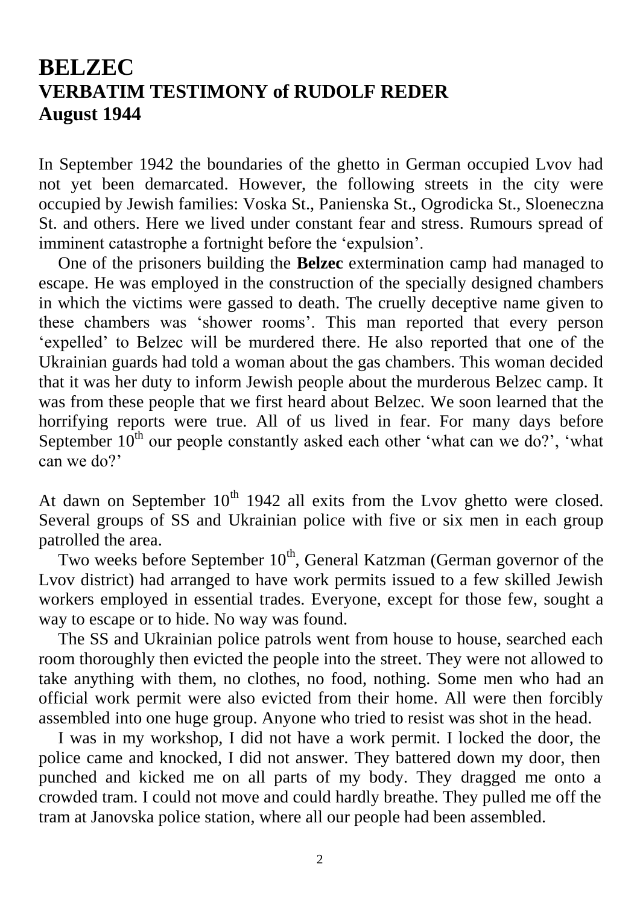# BELZEC
## VERBATIM TESTIMONY of RUDOLF REDER
## August 1944

In September 1942 the boundaries of the ghetto in German occupied Lvov had not yet been demarcated. However, the following streets in the city were occupied by Jewish families: Voska St., Panienska St., Ogrodicka St., Sloeneczna St. and others. Here we lived under constant fear and stress. Rumours spread of imminent catastrophe a fortnight before the 'expulsion'.

One of the prisoners building the **Belzec** extermination camp had managed to escape. He was employed in the construction of the specially designed chambers in which the victims were gassed to death. The cruelly deceptive name given to these chambers was 'shower rooms'. This man reported that every person 'expelled' to Belzec will be murdered there. He also reported that one of the Ukrainian guards had told a woman about the gas chambers. This woman decided that it was her duty to inform Jewish people about the murderous Belzec camp. It was from these people that we first heard about Belzec. We soon learned that the horrifying reports were true. All of us lived in fear. For many days before September 10th our people constantly asked each other 'what can we do?', 'what can we do?'

At dawn on September 10th 1942 all exits from the Lvov ghetto were closed. Several groups of SS and Ukrainian police with five or six men in each group patrolled the area.

Two weeks before September 10th, General Katzman (German governor of the Lvov district) had arranged to have work permits issued to a few skilled Jewish workers employed in essential trades. Everyone, except for those few, sought a way to escape or to hide. No way was found.

The SS and Ukrainian police patrols went from house to house, searched each room thoroughly then evicted the people into the street. They were not allowed to take anything with them, no clothes, no food, nothing. Some men who had an official work permit were also evicted from their home. All were then forcibly assembled into one huge group. Anyone who tried to resist was shot in the head.

I was in my workshop, I did not have a work permit. I locked the door, the police came and knocked, I did not answer. They battered down my door, then punched and kicked me on all parts of my body. They dragged me onto a crowded tram. I could not move and could hardly breathe. They pulled me off the tram at Janovska police station, where all our people had been assembled.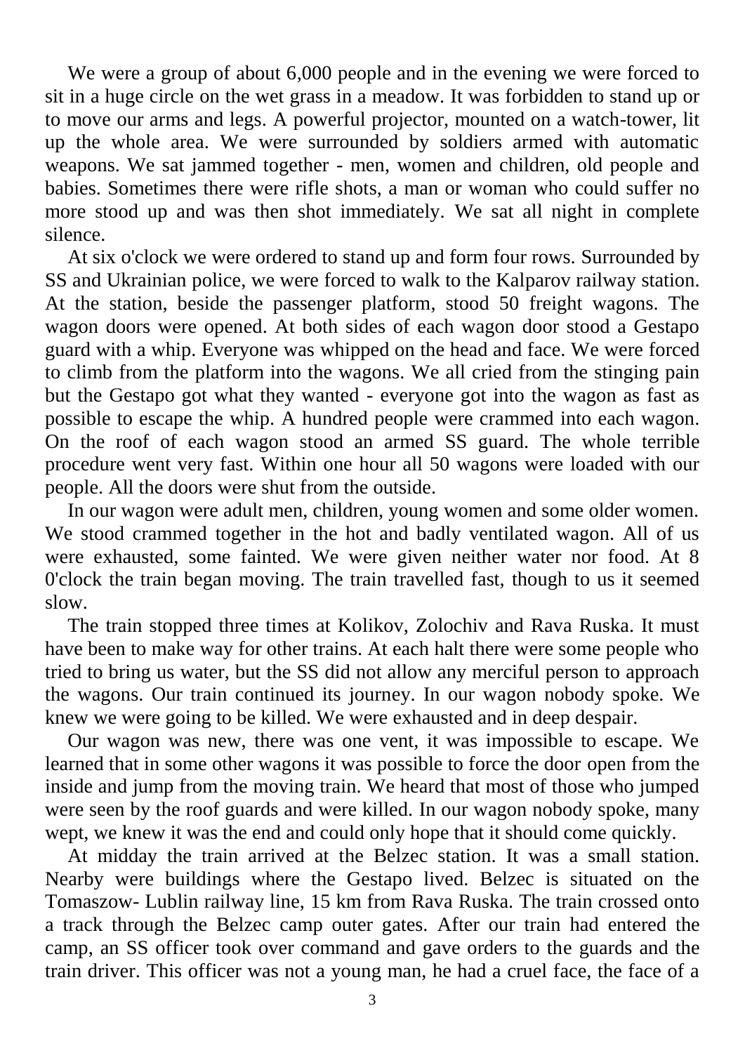We were a group of about 6,000 people and in the evening we were forced to sit in a huge circle on the wet grass in a meadow. It was forbidden to stand up or to move our arms and legs. A powerful projector, mounted on a watch-tower, lit up the whole area. We were surrounded by soldiers armed with automatic weapons. We sat jammed together - men, women and children, old people and babies. Sometimes there were rifle shots, a man or woman who could suffer no more stood up and was then shot immediately. We sat all night in complete silence.

At six o'clock we were ordered to stand up and form four rows. Surrounded by SS and Ukrainian police, we were forced to walk to the Kalparov railway station. At the station, beside the passenger platform, stood 50 freight wagons. The wagon doors were opened. At both sides of each wagon door stood a Gestapo guard with a whip. Everyone was whipped on the head and face. We were forced to climb from the platform into the wagons. We all cried from the stinging pain but the Gestapo got what they wanted - everyone got into the wagon as fast as possible to escape the whip. A hundred people were crammed into each wagon. On the roof of each wagon stood an armed SS guard. The whole terrible procedure went very fast. Within one hour all 50 wagons were loaded with our people. All the doors were shut from the outside.

In our wagon were adult men, children, young women and some older women. We stood crammed together in the hot and badly ventilated wagon. All of us were exhausted, some fainted. We were given neither water nor food. At 8 0'clock the train began moving. The train travelled fast, though to us it seemed slow.

The train stopped three times at Kolikov, Zolochiv and Rava Ruska. It must have been to make way for other trains. At each halt there were some people who tried to bring us water, but the SS did not allow any merciful person to approach the wagons. Our train continued its journey. In our wagon nobody spoke. We knew we were going to be killed. We were exhausted and in deep despair.

Our wagon was new, there was one vent, it was impossible to escape. We learned that in some other wagons it was possible to force the door open from the inside and jump from the moving train. We heard that most of those who jumped were seen by the roof guards and were killed. In our wagon nobody spoke, many wept, we knew it was the end and could only hope that it should come quickly.

At midday the train arrived at the Belzec station. It was a small station. Nearby were buildings where the Gestapo lived. Belzec is situated on the Tomaszow- Lublin railway line, 15 km from Rava Ruska. The train crossed onto a track through the Belzec camp outer gates. After our train had entered the camp, an SS officer took over command and gave orders to the guards and the train driver. This officer was not a young man, he had a cruel face, the face of a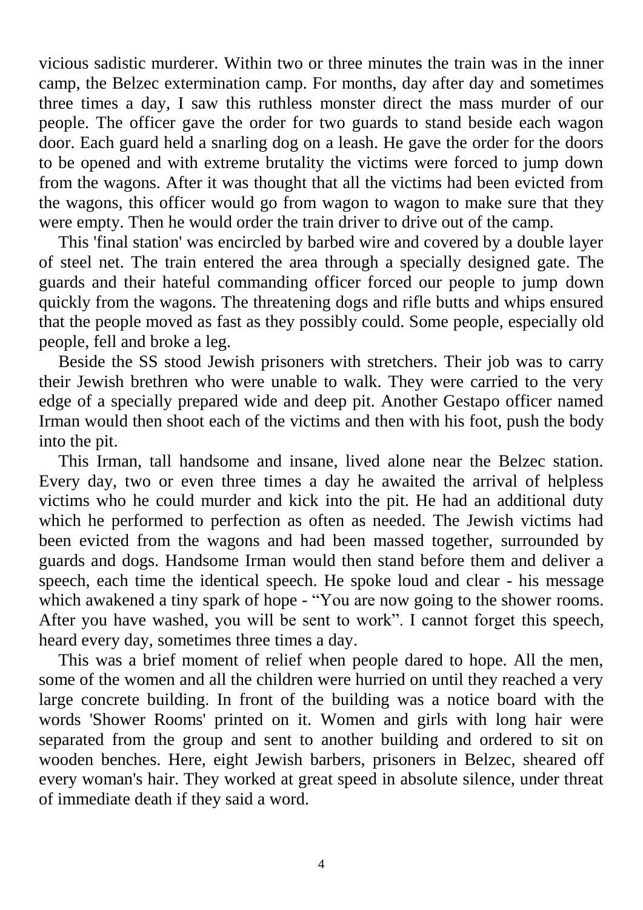vicious sadistic murderer. Within two or three minutes the train was in the inner camp, the Belzec extermination camp. For months, day after day and sometimes three times a day, I saw this ruthless monster direct the mass murder of our people. The officer gave the order for two guards to stand beside each wagon door. Each guard held a snarling dog on a leash. He gave the order for the doors to be opened and with extreme brutality the victims were forced to jump down from the wagons. After it was thought that all the victims had been evicted from the wagons, this officer would go from wagon to wagon to make sure that they were empty. Then he would order the train driver to drive out of the camp.

This 'final station' was encircled by barbed wire and covered by a double layer of steel net. The train entered the area through a specially designed gate. The guards and their hateful commanding officer forced our people to jump down quickly from the wagons. The threatening dogs and rifle butts and whips ensured that the people moved as fast as they possibly could. Some people, especially old people, fell and broke a leg.

Beside the SS stood Jewish prisoners with stretchers. Their job was to carry their Jewish brethren who were unable to walk. They were carried to the very edge of a specially prepared wide and deep pit. Another Gestapo officer named Irman would then shoot each of the victims and then with his foot, push the body into the pit.

This Irman, tall handsome and insane, lived alone near the Belzec station. Every day, two or even three times a day he awaited the arrival of helpless victims who he could murder and kick into the pit. He had an additional duty which he performed to perfection as often as needed. The Jewish victims had been evicted from the wagons and had been massed together, surrounded by guards and dogs. Handsome Irman would then stand before them and deliver a speech, each time the identical speech. He spoke loud and clear - his message which awakened a tiny spark of hope - "You are now going to the shower rooms. After you have washed, you will be sent to work". I cannot forget this speech, heard every day, sometimes three times a day.

This was a brief moment of relief when people dared to hope. All the men, some of the women and all the children were hurried on until they reached a very large concrete building. In front of the building was a notice board with the words 'Shower Rooms' printed on it. Women and girls with long hair were separated from the group and sent to another building and ordered to sit on wooden benches. Here, eight Jewish barbers, prisoners in Belzec, sheared off every woman's hair. They worked at great speed in absolute silence, under threat of immediate death if they said a word.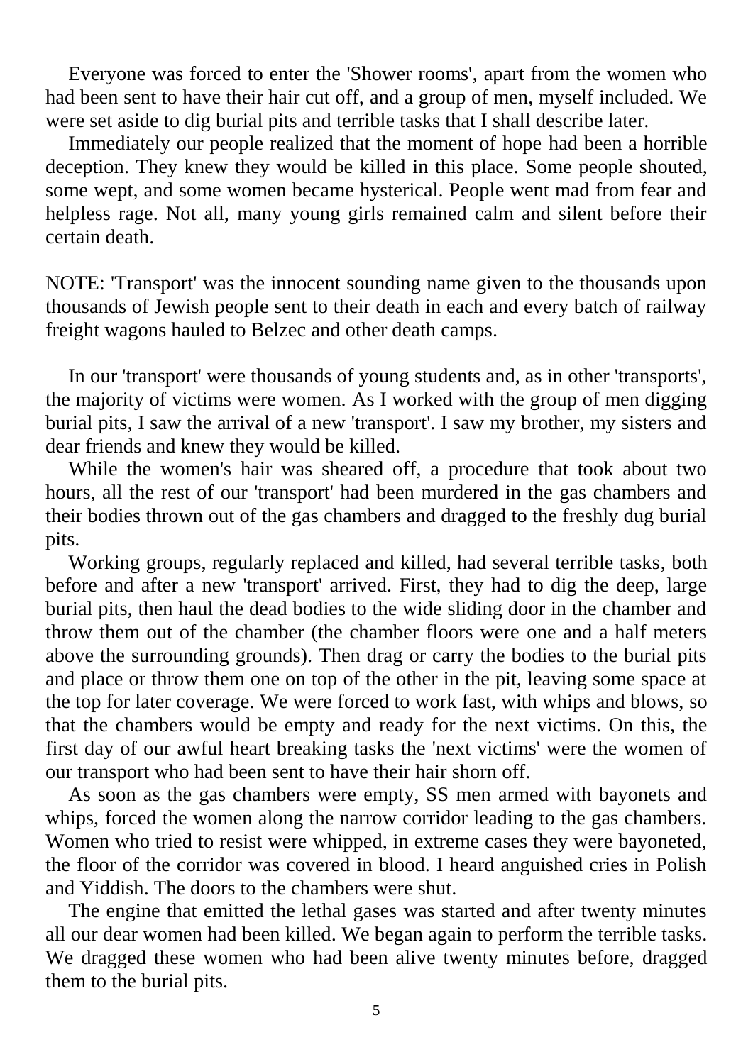Everyone was forced to enter the 'Shower rooms', apart from the women who had been sent to have their hair cut off, and a group of men, myself included. We were set aside to dig burial pits and terrible tasks that I shall describe later.

Immediately our people realized that the moment of hope had been a horrible deception. They knew they would be killed in this place. Some people shouted, some wept, and some women became hysterical. People went mad from fear and helpless rage. Not all, many young girls remained calm and silent before their certain death.

NOTE: 'Transport' was the innocent sounding name given to the thousands upon thousands of Jewish people sent to their death in each and every batch of railway freight wagons hauled to Belzec and other death camps.

In our 'transport' were thousands of young students and, as in other 'transports', the majority of victims were women. As I worked with the group of men digging burial pits, I saw the arrival of a new 'transport'. I saw my brother, my sisters and dear friends and knew they would be killed.

While the women's hair was sheared off, a procedure that took about two hours, all the rest of our 'transport' had been murdered in the gas chambers and their bodies thrown out of the gas chambers and dragged to the freshly dug burial pits.

Working groups, regularly replaced and killed, had several terrible tasks, both before and after a new 'transport' arrived. First, they had to dig the deep, large burial pits, then haul the dead bodies to the wide sliding door in the chamber and throw them out of the chamber (the chamber floors were one and a half meters above the surrounding grounds). Then drag or carry the bodies to the burial pits and place or throw them one on top of the other in the pit, leaving some space at the top for later coverage. We were forced to work fast, with whips and blows, so that the chambers would be empty and ready for the next victims. On this, the first day of our awful heart breaking tasks the 'next victims' were the women of our transport who had been sent to have their hair shorn off.

As soon as the gas chambers were empty, SS men armed with bayonets and whips, forced the women along the narrow corridor leading to the gas chambers. Women who tried to resist were whipped, in extreme cases they were bayoneted, the floor of the corridor was covered in blood. I heard anguished cries in Polish and Yiddish. The doors to the chambers were shut.

The engine that emitted the lethal gases was started and after twenty minutes all our dear women had been killed. We began again to perform the terrible tasks. We dragged these women who had been alive twenty minutes before, dragged them to the burial pits.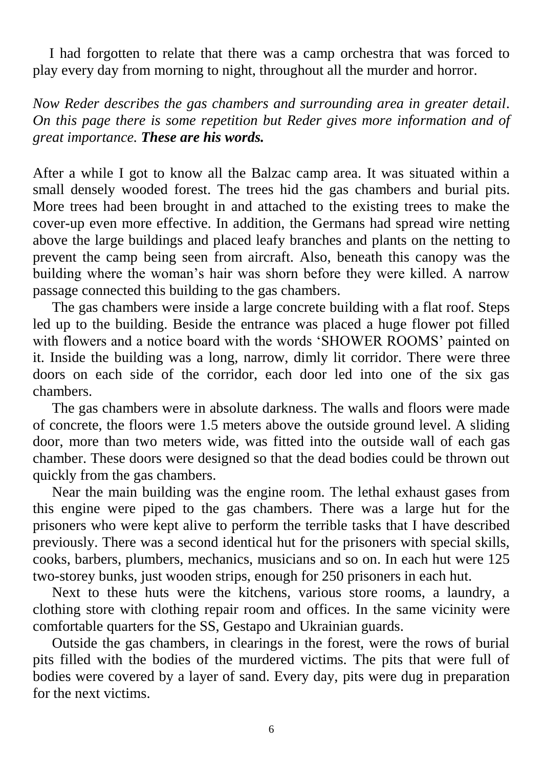I had forgotten to relate that there was a camp orchestra that was forced to play every day from morning to night, throughout all the murder and horror.

*Now Reder describes the gas chambers and surrounding area in greater detail. On this page there is some repetition but Reder gives more information and of great importance. **These are his words.***

After a while I got to know all the Balzac camp area. It was situated within a small densely wooded forest. The trees hid the gas chambers and burial pits. More trees had been brought in and attached to the existing trees to make the cover-up even more effective. In addition, the Germans had spread wire netting above the large buildings and placed leafy branches and plants on the netting to prevent the camp being seen from aircraft. Also, beneath this canopy was the building where the woman's hair was shorn before they were killed. A narrow passage connected this building to the gas chambers.

The gas chambers were inside a large concrete building with a flat roof. Steps led up to the building. Beside the entrance was placed a huge flower pot filled with flowers and a notice board with the words 'SHOWER ROOMS' painted on it. Inside the building was a long, narrow, dimly lit corridor. There were three doors on each side of the corridor, each door led into one of the six gas chambers.

The gas chambers were in absolute darkness. The walls and floors were made of concrete, the floors were 1.5 meters above the outside ground level. A sliding door, more than two meters wide, was fitted into the outside wall of each gas chamber. These doors were designed so that the dead bodies could be thrown out quickly from the gas chambers.

Near the main building was the engine room. The lethal exhaust gases from this engine were piped to the gas chambers. There was a large hut for the prisoners who were kept alive to perform the terrible tasks that I have described previously. There was a second identical hut for the prisoners with special skills, cooks, barbers, plumbers, mechanics, musicians and so on. In each hut were 125 two-storey bunks, just wooden strips, enough for 250 prisoners in each hut.

Next to these huts were the kitchens, various store rooms, a laundry, a clothing store with clothing repair room and offices. In the same vicinity were comfortable quarters for the SS, Gestapo and Ukrainian guards.

Outside the gas chambers, in clearings in the forest, were the rows of burial pits filled with the bodies of the murdered victims. The pits that were full of bodies were covered by a layer of sand. Every day, pits were dug in preparation for the next victims.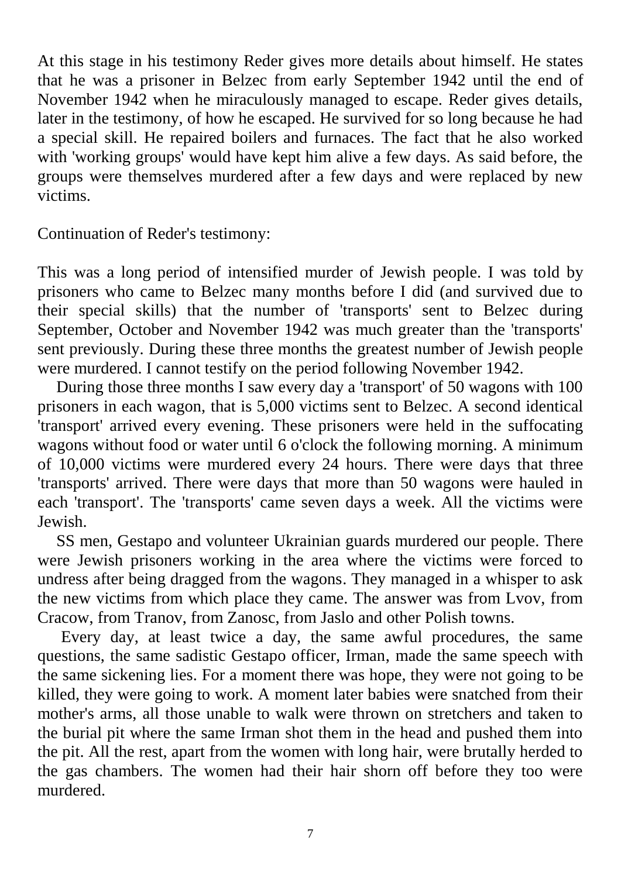At this stage in his testimony Reder gives more details about himself. He states that he was a prisoner in Belzec from early September 1942 until the end of November 1942 when he miraculously managed to escape. Reder gives details, later in the testimony, of how he escaped. He survived for so long because he had a special skill. He repaired boilers and furnaces. The fact that he also worked with 'working groups' would have kept him alive a few days. As said before, the groups were themselves murdered after a few days and were replaced by new victims.

Continuation of Reder's testimony:

This was a long period of intensified murder of Jewish people. I was told by prisoners who came to Belzec many months before I did (and survived due to their special skills) that the number of 'transports' sent to Belzec during September, October and November 1942 was much greater than the 'transports' sent previously. During these three months the greatest number of Jewish people were murdered. I cannot testify on the period following November 1942.

During those three months I saw every day a 'transport' of 50 wagons with 100 prisoners in each wagon, that is 5,000 victims sent to Belzec. A second identical 'transport' arrived every evening. These prisoners were held in the suffocating wagons without food or water until 6 o'clock the following morning. A minimum of 10,000 victims were murdered every 24 hours. There were days that three 'transports' arrived. There were days that more than 50 wagons were hauled in each 'transport'. The 'transports' came seven days a week. All the victims were Jewish.

SS men, Gestapo and volunteer Ukrainian guards murdered our people. There were Jewish prisoners working in the area where the victims were forced to undress after being dragged from the wagons. They managed in a whisper to ask the new victims from which place they came. The answer was from Lvov, from Cracow, from Tranov, from Zanosc, from Jaslo and other Polish towns.

Every day, at least twice a day, the same awful procedures, the same questions, the same sadistic Gestapo officer, Irman, made the same speech with the same sickening lies. For a moment there was hope, they were not going to be killed, they were going to work. A moment later babies were snatched from their mother's arms, all those unable to walk were thrown on stretchers and taken to the burial pit where the same Irman shot them in the head and pushed them into the pit. All the rest, apart from the women with long hair, were brutally herded to the gas chambers. The women had their hair shorn off before they too were murdered.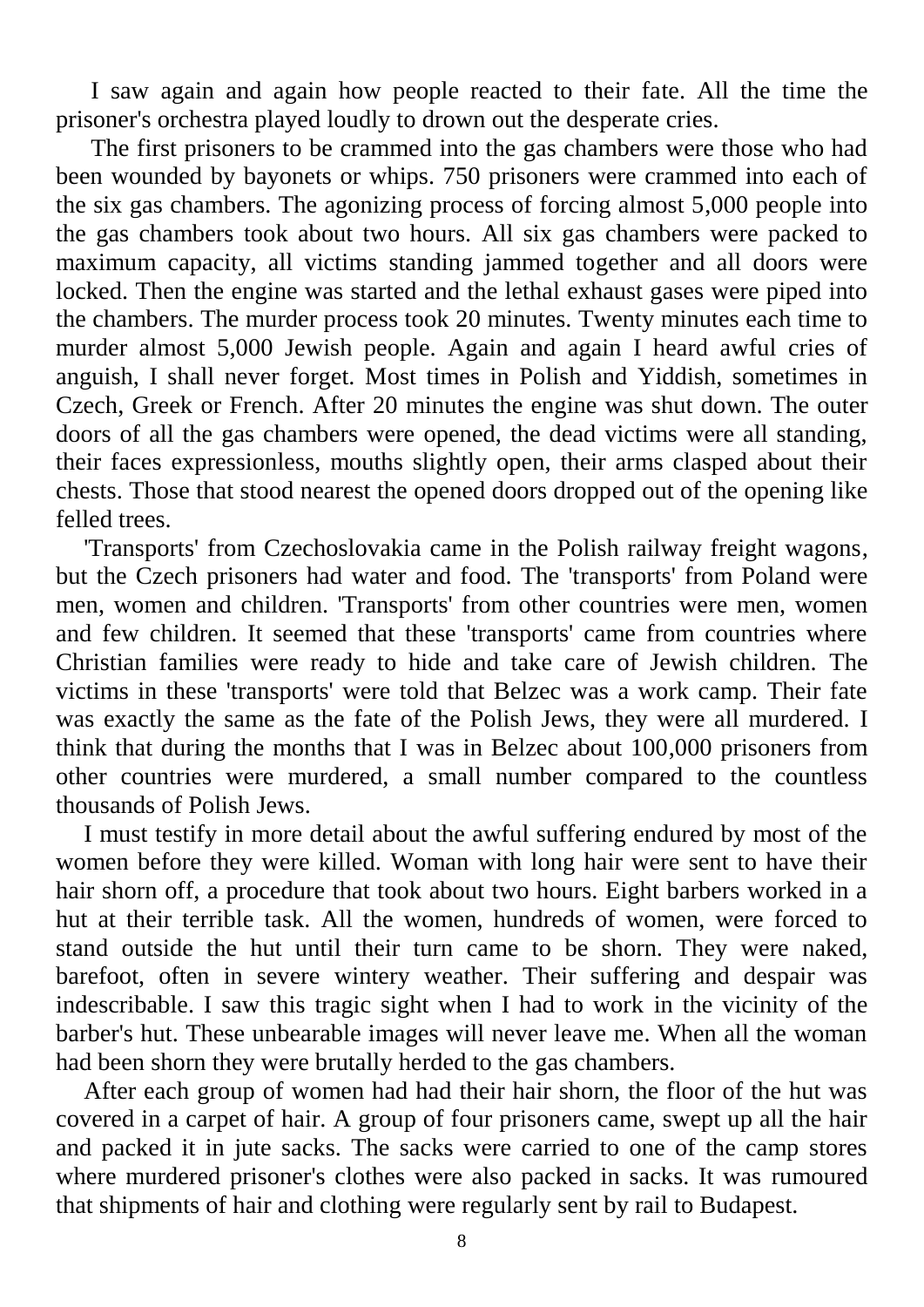I saw again and again how people reacted to their fate. All the time the prisoner's orchestra played loudly to drown out the desperate cries.

The first prisoners to be crammed into the gas chambers were those who had been wounded by bayonets or whips. 750 prisoners were crammed into each of the six gas chambers. The agonizing process of forcing almost 5,000 people into the gas chambers took about two hours. All six gas chambers were packed to maximum capacity, all victims standing jammed together and all doors were locked. Then the engine was started and the lethal exhaust gases were piped into the chambers. The murder process took 20 minutes. Twenty minutes each time to murder almost 5,000 Jewish people. Again and again I heard awful cries of anguish, I shall never forget. Most times in Polish and Yiddish, sometimes in Czech, Greek or French. After 20 minutes the engine was shut down. The outer doors of all the gas chambers were opened, the dead victims were all standing, their faces expressionless, mouths slightly open, their arms clasped about their chests. Those that stood nearest the opened doors dropped out of the opening like felled trees.

'Transports' from Czechoslovakia came in the Polish railway freight wagons, but the Czech prisoners had water and food. The 'transports' from Poland were men, women and children. 'Transports' from other countries were men, women and few children. It seemed that these 'transports' came from countries where Christian families were ready to hide and take care of Jewish children. The victims in these 'transports' were told that Belzec was a work camp. Their fate was exactly the same as the fate of the Polish Jews, they were all murdered. I think that during the months that I was in Belzec about 100,000 prisoners from other countries were murdered, a small number compared to the countless thousands of Polish Jews.

I must testify in more detail about the awful suffering endured by most of the women before they were killed. Woman with long hair were sent to have their hair shorn off, a procedure that took about two hours. Eight barbers worked in a hut at their terrible task. All the women, hundreds of women, were forced to stand outside the hut until their turn came to be shorn. They were naked, barefoot, often in severe wintery weather. Their suffering and despair was indescribable. I saw this tragic sight when I had to work in the vicinity of the barber's hut. These unbearable images will never leave me. When all the woman had been shorn they were brutally herded to the gas chambers.

After each group of women had had their hair shorn, the floor of the hut was covered in a carpet of hair. A group of four prisoners came, swept up all the hair and packed it in jute sacks. The sacks were carried to one of the camp stores where murdered prisoner's clothes were also packed in sacks. It was rumoured that shipments of hair and clothing were regularly sent by rail to Budapest.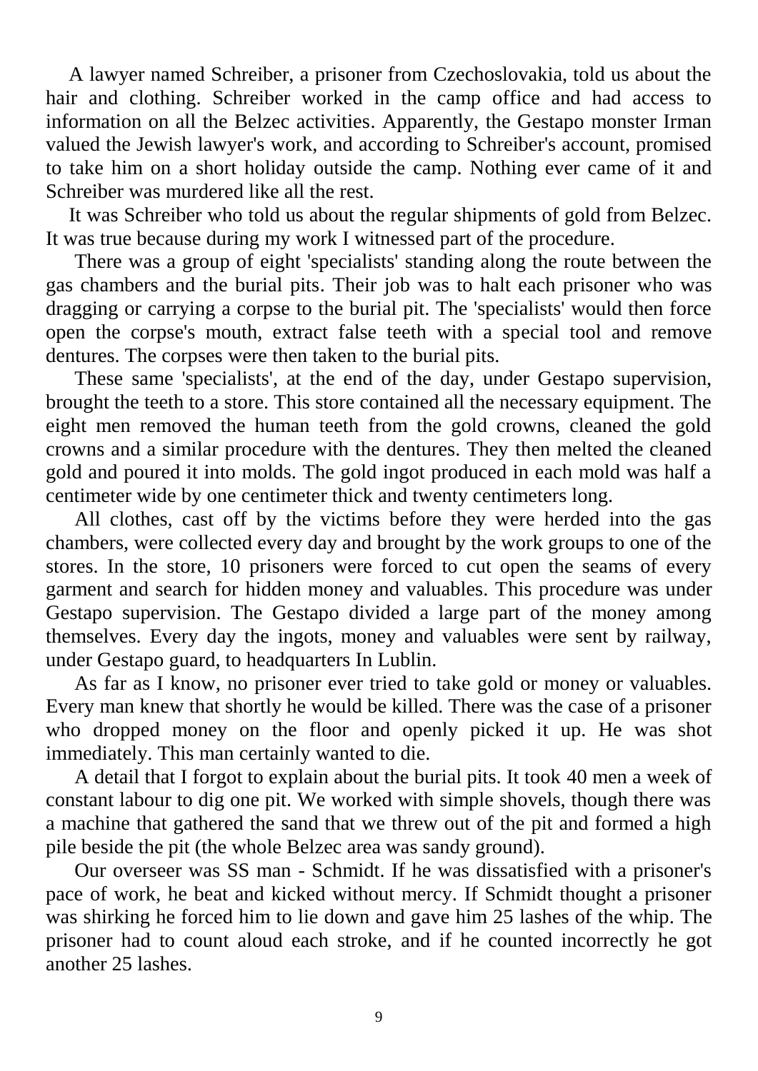A lawyer named Schreiber, a prisoner from Czechoslovakia, told us about the hair and clothing. Schreiber worked in the camp office and had access to information on all the Belzec activities. Apparently, the Gestapo monster Irman valued the Jewish lawyer's work, and according to Schreiber's account, promised to take him on a short holiday outside the camp. Nothing ever came of it and Schreiber was murdered like all the rest.

It was Schreiber who told us about the regular shipments of gold from Belzec. It was true because during my work I witnessed part of the procedure.

There was a group of eight 'specialists' standing along the route between the gas chambers and the burial pits. Their job was to halt each prisoner who was dragging or carrying a corpse to the burial pit. The 'specialists' would then force open the corpse's mouth, extract false teeth with a special tool and remove dentures. The corpses were then taken to the burial pits.

These same 'specialists', at the end of the day, under Gestapo supervision, brought the teeth to a store. This store contained all the necessary equipment. The eight men removed the human teeth from the gold crowns, cleaned the gold crowns and a similar procedure with the dentures. They then melted the cleaned gold and poured it into molds. The gold ingot produced in each mold was half a centimeter wide by one centimeter thick and twenty centimeters long.

All clothes, cast off by the victims before they were herded into the gas chambers, were collected every day and brought by the work groups to one of the stores. In the store, 10 prisoners were forced to cut open the seams of every garment and search for hidden money and valuables. This procedure was under Gestapo supervision. The Gestapo divided a large part of the money among themselves. Every day the ingots, money and valuables were sent by railway, under Gestapo guard, to headquarters In Lublin.

As far as I know, no prisoner ever tried to take gold or money or valuables. Every man knew that shortly he would be killed. There was the case of a prisoner who dropped money on the floor and openly picked it up. He was shot immediately. This man certainly wanted to die.

A detail that I forgot to explain about the burial pits. It took 40 men a week of constant labour to dig one pit. We worked with simple shovels, though there was a machine that gathered the sand that we threw out of the pit and formed a high pile beside the pit (the whole Belzec area was sandy ground).

Our overseer was SS man - Schmidt. If he was dissatisfied with a prisoner's pace of work, he beat and kicked without mercy. If Schmidt thought a prisoner was shirking he forced him to lie down and gave him 25 lashes of the whip. The prisoner had to count aloud each stroke, and if he counted incorrectly he got another 25 lashes.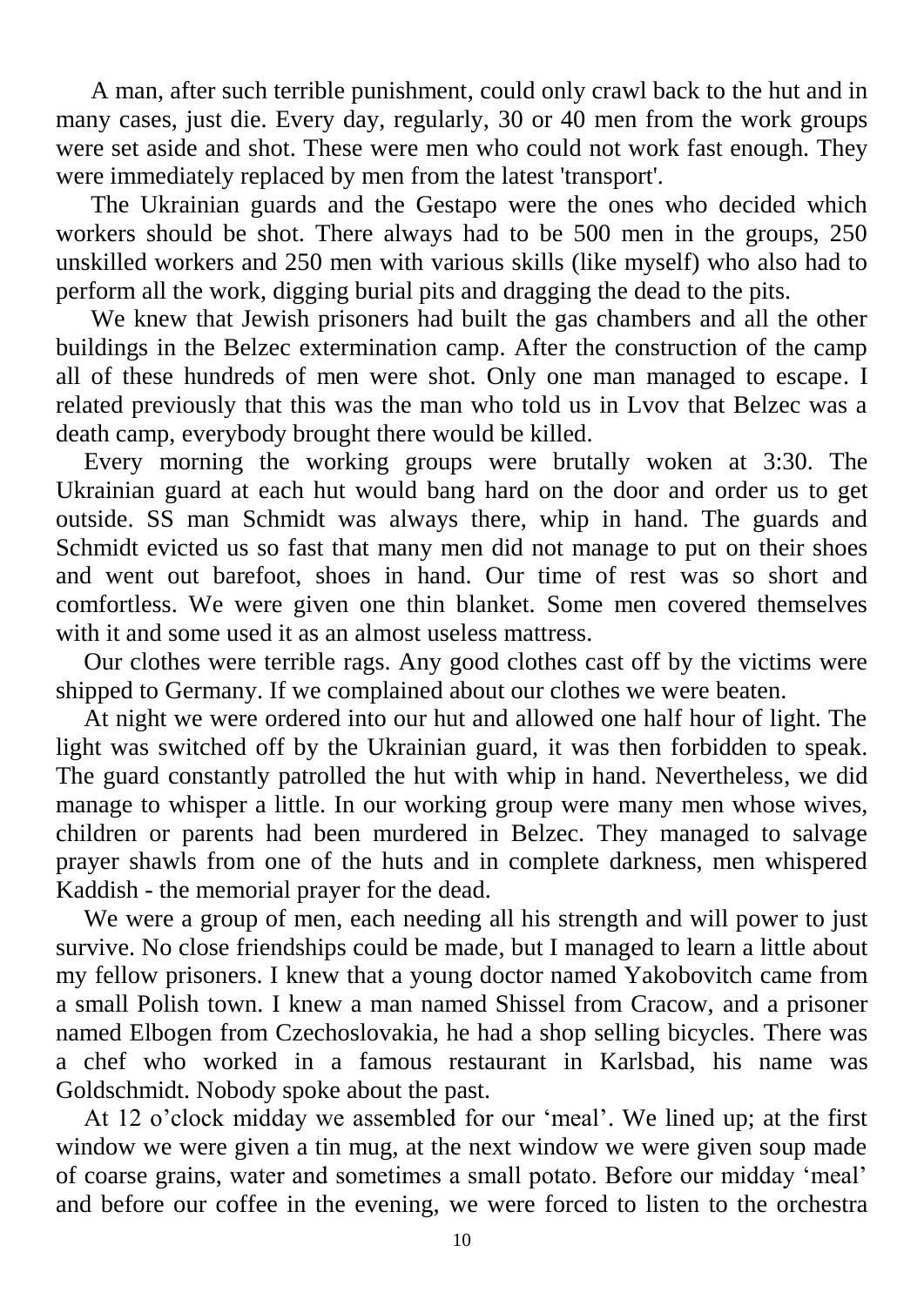A man, after such terrible punishment, could only crawl back to the hut and in many cases, just die. Every day, regularly, 30 or 40 men from the work groups were set aside and shot. These were men who could not work fast enough. They were immediately replaced by men from the latest 'transport'.

The Ukrainian guards and the Gestapo were the ones who decided which workers should be shot. There always had to be 500 men in the groups, 250 unskilled workers and 250 men with various skills (like myself) who also had to perform all the work, digging burial pits and dragging the dead to the pits.

We knew that Jewish prisoners had built the gas chambers and all the other buildings in the Belzec extermination camp. After the construction of the camp all of these hundreds of men were shot. Only one man managed to escape. I related previously that this was the man who told us in Lvov that Belzec was a death camp, everybody brought there would be killed.

Every morning the working groups were brutally woken at 3:30. The Ukrainian guard at each hut would bang hard on the door and order us to get outside. SS man Schmidt was always there, whip in hand. The guards and Schmidt evicted us so fast that many men did not manage to put on their shoes and went out barefoot, shoes in hand. Our time of rest was so short and comfortless. We were given one thin blanket. Some men covered themselves with it and some used it as an almost useless mattress.

Our clothes were terrible rags. Any good clothes cast off by the victims were shipped to Germany. If we complained about our clothes we were beaten.

At night we were ordered into our hut and allowed one half hour of light. The light was switched off by the Ukrainian guard, it was then forbidden to speak. The guard constantly patrolled the hut with whip in hand. Nevertheless, we did manage to whisper a little. In our working group were many men whose wives, children or parents had been murdered in Belzec. They managed to salvage prayer shawls from one of the huts and in complete darkness, men whispered Kaddish - the memorial prayer for the dead.

We were a group of men, each needing all his strength and will power to just survive. No close friendships could be made, but I managed to learn a little about my fellow prisoners. I knew that a young doctor named Yakobovitch came from a small Polish town. I knew a man named Shissel from Cracow, and a prisoner named Elbogen from Czechoslovakia, he had a shop selling bicycles. There was a chef who worked in a famous restaurant in Karlsbad, his name was Goldschmidt. Nobody spoke about the past.

At 12 o'clock midday we assembled for our 'meal'. We lined up; at the first window we were given a tin mug, at the next window we were given soup made of coarse grains, water and sometimes a small potato. Before our midday 'meal' and before our coffee in the evening, we were forced to listen to the orchestra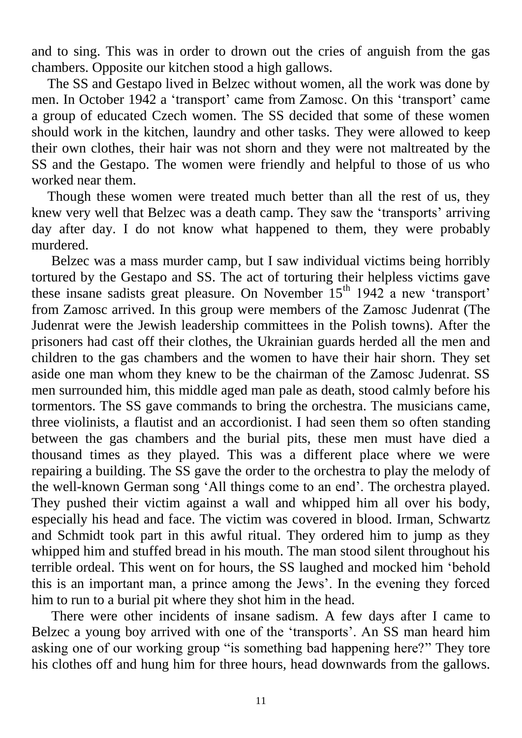and to sing. This was in order to drown out the cries of anguish from the gas chambers. Opposite our kitchen stood a high gallows.

The SS and Gestapo lived in Belzec without women, all the work was done by men. In October 1942 a 'transport' came from Zamosc. On this 'transport' came a group of educated Czech women. The SS decided that some of these women should work in the kitchen, laundry and other tasks. They were allowed to keep their own clothes, their hair was not shorn and they were not maltreated by the SS and the Gestapo. The women were friendly and helpful to those of us who worked near them.

Though these women were treated much better than all the rest of us, they knew very well that Belzec was a death camp. They saw the 'transports' arriving day after day. I do not know what happened to them, they were probably murdered.

Belzec was a mass murder camp, but I saw individual victims being horribly tortured by the Gestapo and SS. The act of torturing their helpless victims gave these insane sadists great pleasure. On November 15th 1942 a new 'transport' from Zamosc arrived. In this group were members of the Zamosc Judenrat (The Judenrat were the Jewish leadership committees in the Polish towns). After the prisoners had cast off their clothes, the Ukrainian guards herded all the men and children to the gas chambers and the women to have their hair shorn. They set aside one man whom they knew to be the chairman of the Zamosc Judenrat. SS men surrounded him, this middle aged man pale as death, stood calmly before his tormentors. The SS gave commands to bring the orchestra. The musicians came, three violinists, a flautist and an accordionist. I had seen them so often standing between the gas chambers and the burial pits, these men must have died a thousand times as they played. This was a different place where we were repairing a building. The SS gave the order to the orchestra to play the melody of the well-known German song 'All things come to an end'. The orchestra played. They pushed their victim against a wall and whipped him all over his body, especially his head and face. The victim was covered in blood. Irman, Schwartz and Schmidt took part in this awful ritual. They ordered him to jump as they whipped him and stuffed bread in his mouth. The man stood silent throughout his terrible ordeal. This went on for hours, the SS laughed and mocked him 'behold this is an important man, a prince among the Jews'. In the evening they forced him to run to a burial pit where they shot him in the head.

There were other incidents of insane sadism. A few days after I came to Belzec a young boy arrived with one of the 'transports'. An SS man heard him asking one of our working group "is something bad happening here?" They tore his clothes off and hung him for three hours, head downwards from the gallows.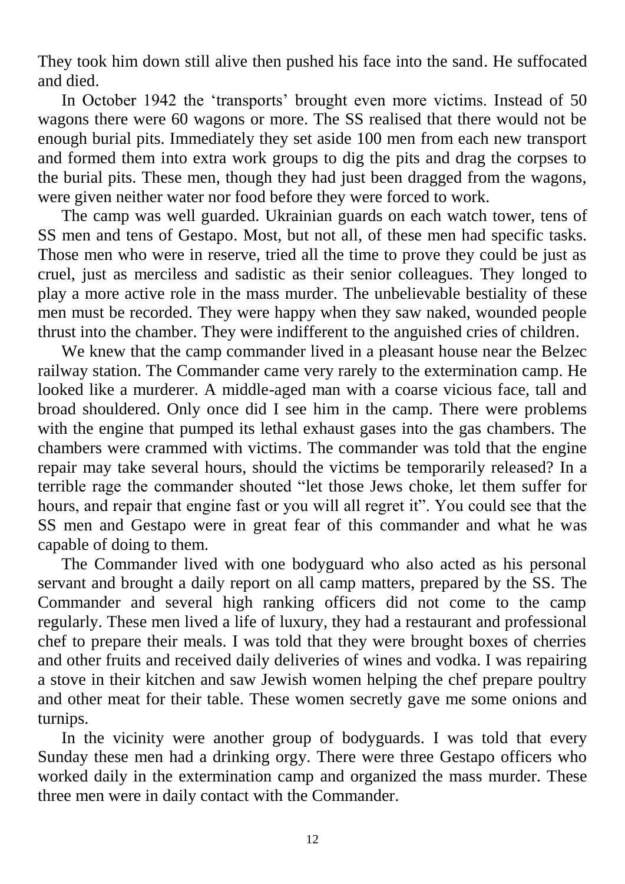They took him down still alive then pushed his face into the sand. He suffocated and died.

In October 1942 the 'transports' brought even more victims. Instead of 50 wagons there were 60 wagons or more. The SS realised that there would not be enough burial pits. Immediately they set aside 100 men from each new transport and formed them into extra work groups to dig the pits and drag the corpses to the burial pits. These men, though they had just been dragged from the wagons, were given neither water nor food before they were forced to work.

The camp was well guarded. Ukrainian guards on each watch tower, tens of SS men and tens of Gestapo. Most, but not all, of these men had specific tasks. Those men who were in reserve, tried all the time to prove they could be just as cruel, just as merciless and sadistic as their senior colleagues. They longed to play a more active role in the mass murder. The unbelievable bestiality of these men must be recorded. They were happy when they saw naked, wounded people thrust into the chamber. They were indifferent to the anguished cries of children.

We knew that the camp commander lived in a pleasant house near the Belzec railway station. The Commander came very rarely to the extermination camp. He looked like a murderer. A middle-aged man with a coarse vicious face, tall and broad shouldered. Only once did I see him in the camp. There were problems with the engine that pumped its lethal exhaust gases into the gas chambers. The chambers were crammed with victims. The commander was told that the engine repair may take several hours, should the victims be temporarily released? In a terrible rage the commander shouted "let those Jews choke, let them suffer for hours, and repair that engine fast or you will all regret it". You could see that the SS men and Gestapo were in great fear of this commander and what he was capable of doing to them.

The Commander lived with one bodyguard who also acted as his personal servant and brought a daily report on all camp matters, prepared by the SS. The Commander and several high ranking officers did not come to the camp regularly. These men lived a life of luxury, they had a restaurant and professional chef to prepare their meals. I was told that they were brought boxes of cherries and other fruits and received daily deliveries of wines and vodka. I was repairing a stove in their kitchen and saw Jewish women helping the chef prepare poultry and other meat for their table. These women secretly gave me some onions and turnips.

In the vicinity were another group of bodyguards. I was told that every Sunday these men had a drinking orgy. There were three Gestapo officers who worked daily in the extermination camp and organized the mass murder. These three men were in daily contact with the Commander.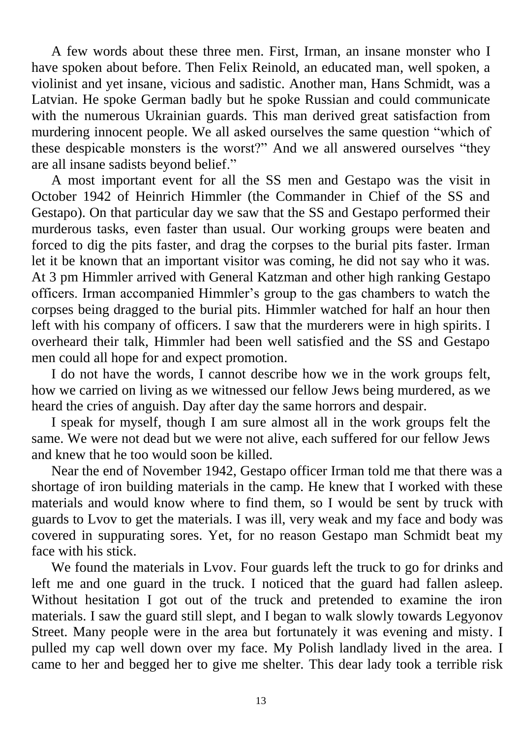A few words about these three men. First, Irman, an insane monster who I have spoken about before. Then Felix Reinold, an educated man, well spoken, a violinist and yet insane, vicious and sadistic. Another man, Hans Schmidt, was a Latvian. He spoke German badly but he spoke Russian and could communicate with the numerous Ukrainian guards. This man derived great satisfaction from murdering innocent people. We all asked ourselves the same question "which of these despicable monsters is the worst?" And we all answered ourselves "they are all insane sadists beyond belief."

A most important event for all the SS men and Gestapo was the visit in October 1942 of Heinrich Himmler (the Commander in Chief of the SS and Gestapo). On that particular day we saw that the SS and Gestapo performed their murderous tasks, even faster than usual. Our working groups were beaten and forced to dig the pits faster, and drag the corpses to the burial pits faster. Irman let it be known that an important visitor was coming, he did not say who it was. At 3 pm Himmler arrived with General Katzman and other high ranking Gestapo officers. Irman accompanied Himmler's group to the gas chambers to watch the corpses being dragged to the burial pits. Himmler watched for half an hour then left with his company of officers. I saw that the murderers were in high spirits. I overheard their talk, Himmler had been well satisfied and the SS and Gestapo men could all hope for and expect promotion.

I do not have the words, I cannot describe how we in the work groups felt, how we carried on living as we witnessed our fellow Jews being murdered, as we heard the cries of anguish. Day after day the same horrors and despair.

I speak for myself, though I am sure almost all in the work groups felt the same. We were not dead but we were not alive, each suffered for our fellow Jews and knew that he too would soon be killed.

Near the end of November 1942, Gestapo officer Irman told me that there was a shortage of iron building materials in the camp. He knew that I worked with these materials and would know where to find them, so I would be sent by truck with guards to Lvov to get the materials. I was ill, very weak and my face and body was covered in suppurating sores. Yet, for no reason Gestapo man Schmidt beat my face with his stick.

We found the materials in Lvov. Four guards left the truck to go for drinks and left me and one guard in the truck. I noticed that the guard had fallen asleep. Without hesitation I got out of the truck and pretended to examine the iron materials. I saw the guard still slept, and I began to walk slowly towards Legyonov Street. Many people were in the area but fortunately it was evening and misty. I pulled my cap well down over my face. My Polish landlady lived in the area. I came to her and begged her to give me shelter. This dear lady took a terrible risk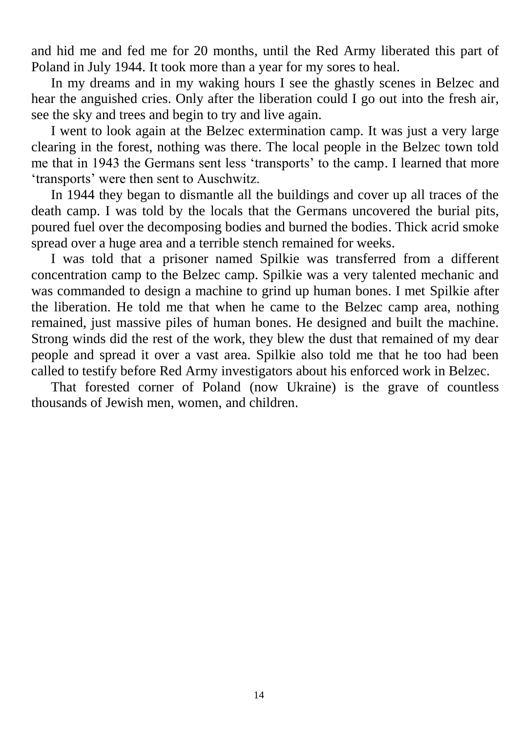and hid me and fed me for 20 months, until the Red Army liberated this part of Poland in July 1944. It took more than a year for my sores to heal.

In my dreams and in my waking hours I see the ghastly scenes in Belzec and hear the anguished cries. Only after the liberation could I go out into the fresh air, see the sky and trees and begin to try and live again.

I went to look again at the Belzec extermination camp. It was just a very large clearing in the forest, nothing was there. The local people in the Belzec town told me that in 1943 the Germans sent less 'transports' to the camp. I learned that more 'transports' were then sent to Auschwitz.

In 1944 they began to dismantle all the buildings and cover up all traces of the death camp. I was told by the locals that the Germans uncovered the burial pits, poured fuel over the decomposing bodies and burned the bodies. Thick acrid smoke spread over a huge area and a terrible stench remained for weeks.

I was told that a prisoner named Spilkie was transferred from a different concentration camp to the Belzec camp. Spilkie was a very talented mechanic and was commanded to design a machine to grind up human bones. I met Spilkie after the liberation. He told me that when he came to the Belzec camp area, nothing remained, just massive piles of human bones. He designed and built the machine. Strong winds did the rest of the work, they blew the dust that remained of my dear people and spread it over a vast area. Spilkie also told me that he too had been called to testify before Red Army investigators about his enforced work in Belzec.

That forested corner of Poland (now Ukraine) is the grave of countless thousands of Jewish men, women, and children.